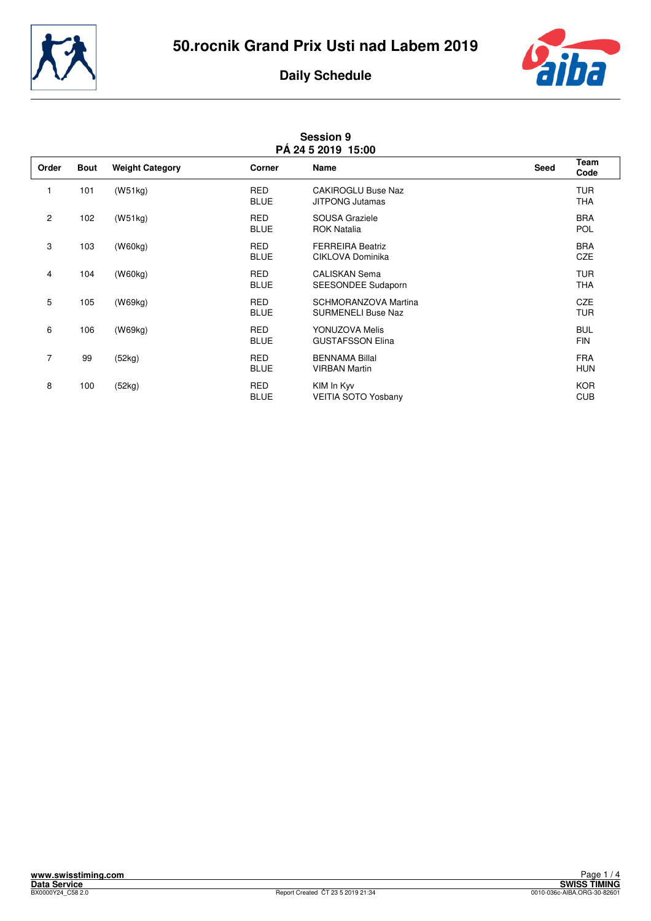# 50.rocnik Grand Prix Usti nad Labem 2019

## Daily Schedule

### Session 9
### PÁ 24 5 2019 15:00

| Order | Bout | Weight Category | Corner | Name | Seed | Team Code |
|---|---|---|---|---|---|---|
| 1 | 101 | (W51kg) | RED | CAKIROGLU Buse Naz | | TUR |
| | | | BLUE | JITPONG Jutamas | | THA |
| 2 | 102 | (W51kg) | RED | SOUSA Graziele | | BRA |
| | | | BLUE | ROK Natalia | | POL |
| 3 | 103 | (W60kg) | RED | FERREIRA Beatriz | | BRA |
| | | | BLUE | CIKLOVA Dominika | | CZE |
| 4 | 104 | (W60kg) | RED | CALISKAN Sema | | TUR |
| | | | BLUE | SEESONDEE Sudaporn | | THA |
| 5 | 105 | (W69kg) | RED | SCHMORANZOVA Martina | | CZE |
| | | | BLUE | SURMENELI Buse Naz | | TUR |
| 6 | 106 | (W69kg) | RED | YONUZOVA Melis | | BUL |
| | | | BLUE | GUSTAFSSON Elina | | FIN |
| 7 | 99 | (52kg) | RED | BENNAMA Billal | | FRA |
| | | | BLUE | VIRBAN Martin | | HUN |
| 8 | 100 | (52kg) | RED | KIM In Kyv | | KOR |
| | | | BLUE | VEITIA SOTO Yosbany | | CUB |

www.swisstiming.com
Data Service
BX0000Y24_C58 2.0

Report Created ČT 23 5 2019 21:34

SWISS TIMING
0010-036c-AIBA.ORG-30-82601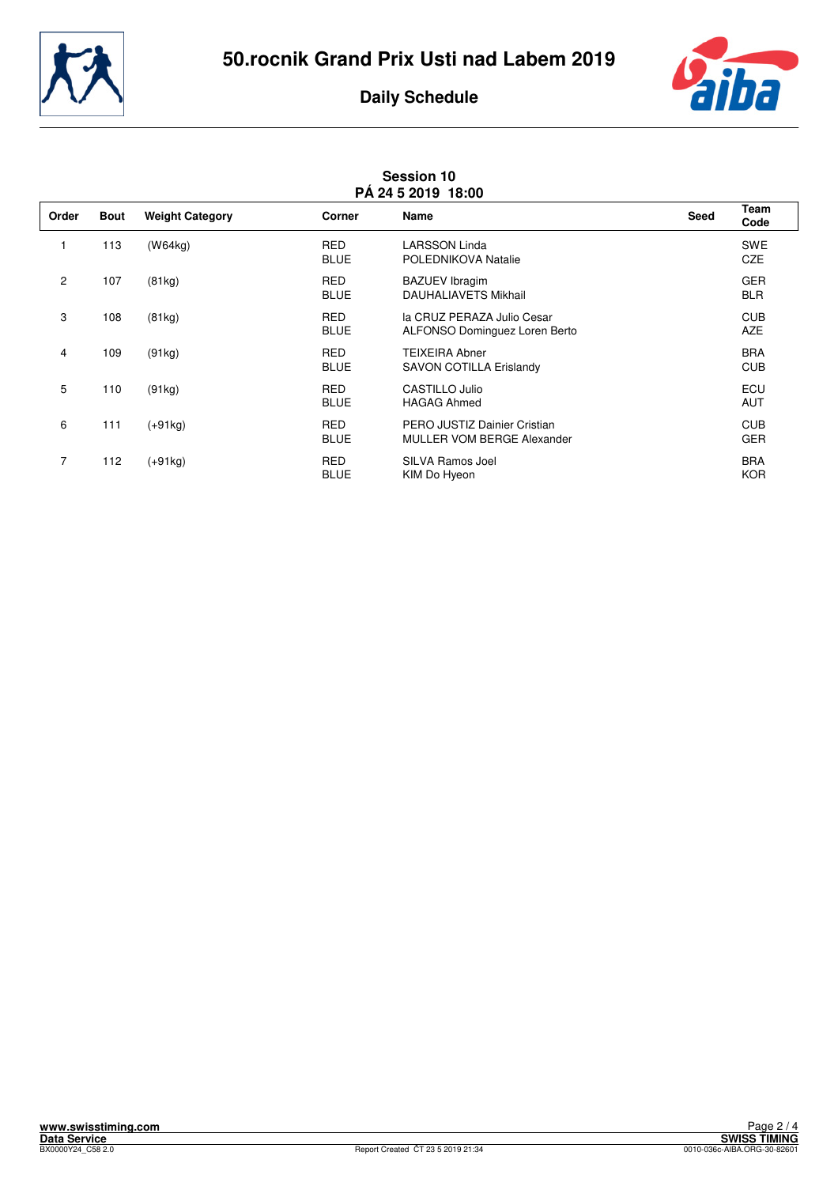# 50.rocnik Grand Prix Usti nad Labem 2019

## Daily Schedule

### Session 10
**PÁ 24 5 2019 18:00**

| Order | Bout | Weight Category | Corner | Name | Seed | Team Code |
|---|---|---|---|---|---|---|
| 1 | 113 | (W64kg) | RED | LARSSON Linda | | SWE |
| | | | BLUE | POLEDNIKOVA Natalie | | CZE |
| 2 | 107 | (81kg) | RED | BAZUEV Ibragim | | GER |
| | | | BLUE | DAUHALIAVETS Mikhail | | BLR |
| 3 | 108 | (81kg) | RED | la CRUZ PERAZA Julio Cesar | | CUB |
| | | | BLUE | ALFONSO Dominguez Loren Berto | | AZE |
| 4 | 109 | (91kg) | RED | TEIXEIRA Abner | | BRA |
| | | | BLUE | SAVON COTILLA Erislandy | | CUB |
| 5 | 110 | (91kg) | RED | CASTILLO Julio | | ECU |
| | | | BLUE | HAGAG Ahmed | | AUT |
| 6 | 111 | (+91kg) | RED | PERO JUSTIZ Dainier Cristian | | CUB |
| | | | BLUE | MULLER VOM BERGE Alexander | | GER |
| 7 | 112 | (+91kg) | RED | SILVA Ramos Joel | | BRA |
| | | | BLUE | KIM Do Hyeon | | KOR |

Report Created ČT 23 5 2019 21:34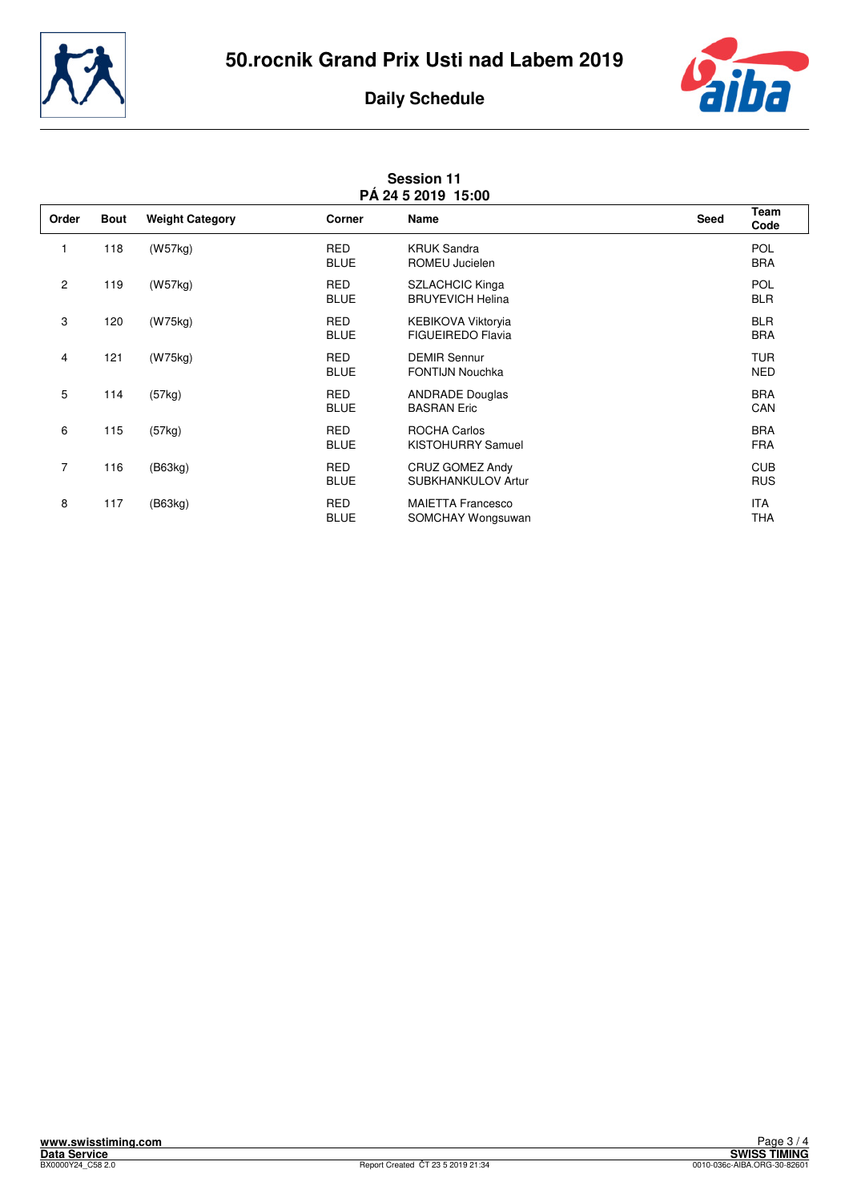# 50.rocnik Grand Prix Usti nad Labem 2019

## Daily Schedule

### Session 11
### PÁ 24 5 2019 15:00

| Order | Bout | Weight Category | Corner | Name | Seed | Team Code |
|---|---|---|---|---|---|---|
| 1 | 118 | (W57kg) | RED | KRUK Sandra | | POL |
| | | | BLUE | ROMEU Jucielen | | BRA |
| 2 | 119 | (W57kg) | RED | SZLACHCIC Kinga | | POL |
| | | | BLUE | BRUYEVICH Helina | | BLR |
| 3 | 120 | (W75kg) | RED | KEBIKOVA Viktoryia | | BLR |
| | | | BLUE | FIGUEIREDO Flavia | | BRA |
| 4 | 121 | (W75kg) | RED | DEMIR Sennur | | TUR |
| | | | BLUE | FONTIJN Nouchka | | NED |
| 5 | 114 | (57kg) | RED | ANDRADE Douglas | | BRA |
| | | | BLUE | BASRAN Eric | | CAN |
| 6 | 115 | (57kg) | RED | ROCHA Carlos | | BRA |
| | | | BLUE | KISTOHURRY Samuel | | FRA |
| 7 | 116 | (B63kg) | RED | CRUZ GOMEZ Andy | | CUB |
| | | | BLUE | SUBKHANKULOV Artur | | RUS |
| 8 | 117 | (B63kg) | RED | MAIETTA Francesco | | ITA |
| | | | BLUE | SOMCHAY Wongsuwan | | THA |

www.swisstiming.com
Data Service
BX0000Y24_C58 2.0

Report Created ČT 23 5 2019 21:34

SWISS TIMING
0010-036c-AIBA.ORG-30-82601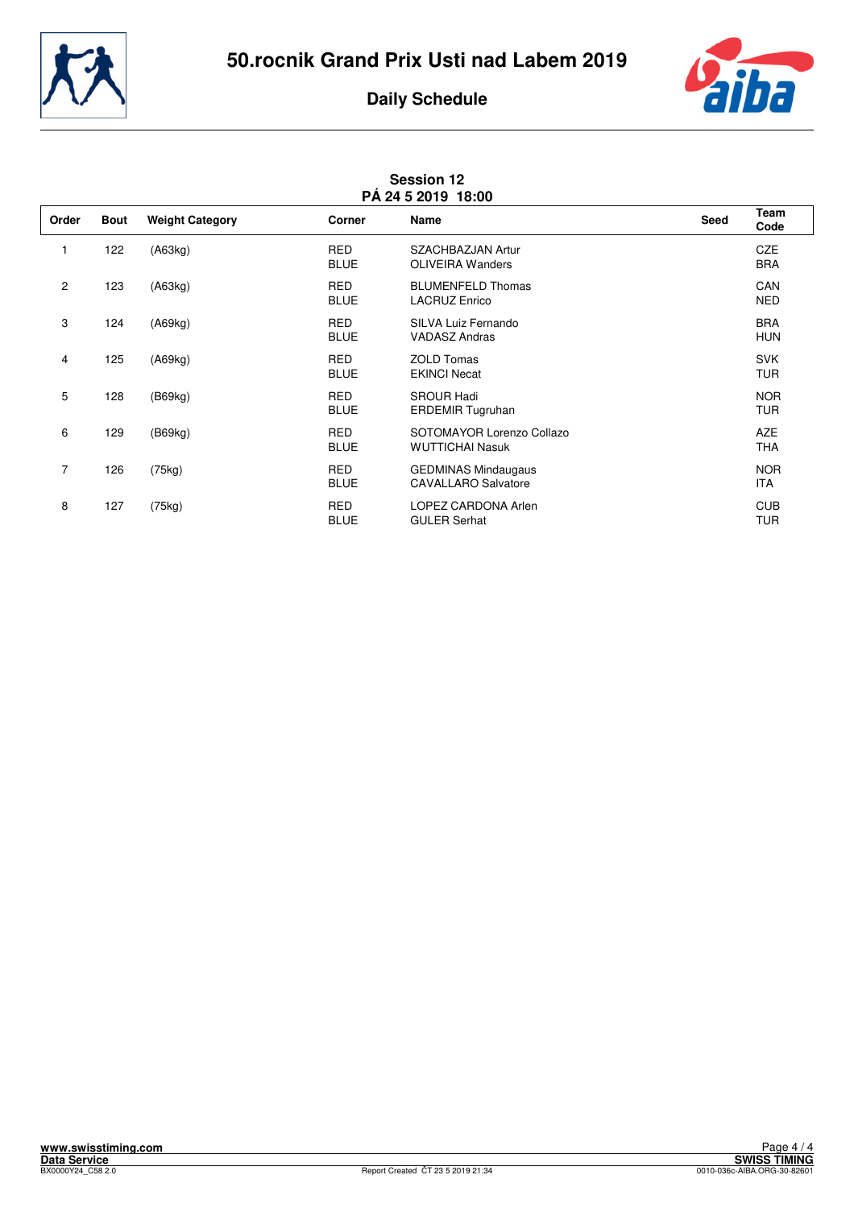# 50.rocnik Grand Prix Usti nad Labem 2019

## Daily Schedule

### Session 12
### PÁ 24 5 2019 18:00

| Order | Bout | Weight Category | Corner | Name | Seed | Team Code |
|---|---|---|---|---|---|---|
| 1 | 122 | (A63kg) | RED | SZACHBAZJAN Artur | | CZE |
| | | | BLUE | OLIVEIRA Wanders | | BRA |
| 2 | 123 | (A63kg) | RED | BLUMENFELD Thomas | | CAN |
| | | | BLUE | LACRUZ Enrico | | NED |
| 3 | 124 | (A69kg) | RED | SILVA Luiz Fernando | | BRA |
| | | | BLUE | VADASZ Andras | | HUN |
| 4 | 125 | (A69kg) | RED | ZOLD Tomas | | SVK |
| | | | BLUE | EKINCI Necat | | TUR |
| 5 | 128 | (B69kg) | RED | SROUR Hadi | | NOR |
| | | | BLUE | ERDEMIR Tugruhan | | TUR |
| 6 | 129 | (B69kg) | RED | SOTOMAYOR Lorenzo Collazo | | AZE |
| | | | BLUE | WUTTICHAI Nasuk | | THA |
| 7 | 126 | (75kg) | RED | GEDMINAS Mindaugaus | | NOR |
| | | | BLUE | CAVALLARO Salvatore | | ITA |
| 8 | 127 | (75kg) | RED | LOPEZ CARDONA Arlen | | CUB |
| | | | BLUE | GULER Serhat | | TUR |

www.swisstiming.com
Data Service
BX0000Y24_C58 2.0

Report Created ČT 23 5 2019 21:34

SWISS TIMING
0010-036c-AIBA.ORG-30-82601